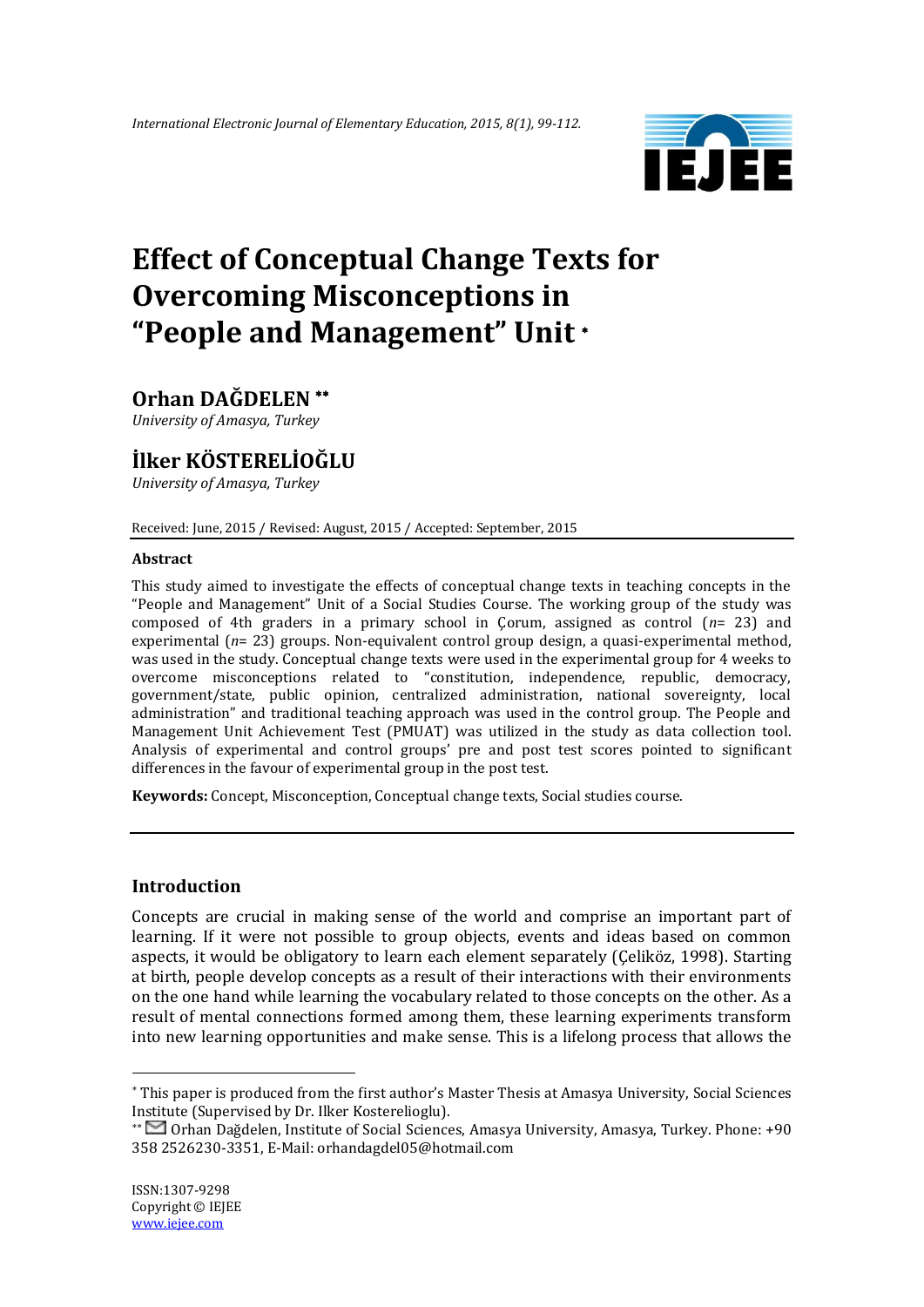# Effect of Conceptual Change Texts for Overcoming Misconceptions in "People and Management" Unit *

## Orhan DAĞDELEN **

*University of Amasya, Turkey*

## İlker KÖSTERELİOĞLU

*University of Amasya, Turkey*

Received: June, 2015 / Revised: August, 2015 / Accepted: September, 2015

### Abstract

This study aimed to investigate the effects of conceptual change texts in teaching concepts in the "People and Management" Unit of a Social Studies Course. The working group of the study was composed of 4th graders in a primary school in Çorum, assigned as control (*n*= 23) and experimental (*n*= 23) groups. Non-equivalent control group design, a quasi-experimental method, was used in the study. Conceptual change texts were used in the experimental group for 4 weeks to overcome misconceptions related to "constitution, independence, republic, democracy, government/state, public opinion, centralized administration, national sovereignty, local administration" and traditional teaching approach was used in the control group. The People and Management Unit Achievement Test (PMUAT) was utilized in the study as data collection tool. Analysis of experimental and control groups' pre and post test scores pointed to significant differences in the favour of experimental group in the post test.

**Keywords:** Concept, Misconception, Conceptual change texts, Social studies course.

## Introduction

Concepts are crucial in making sense of the world and comprise an important part of learning. If it were not possible to group objects, events and ideas based on common aspects, it would be obligatory to learn each element separately (Çeliköz, 1998). Starting at birth, people develop concepts as a result of their interactions with their environments on the one hand while learning the vocabulary related to those concepts on the other. As a result of mental connections formed among them, these learning experiments transform into new learning opportunities and make sense. This is a lifelong process that allows the

---

* This paper is produced from the first author's Master Thesis at Amasya University, Social Sciences Institute (Supervised by Dr. Ilker Kostereliogl u).

** Orhan Dağdelen, Institute of Social Sciences, Amasya University, Amasya, Turkey. Phone: +90 358 2526230-3351, E-Mail: orhandagdel05@hotmail.com

ISSN:1307-9298
Copyright © IEJEE
www.iejee.com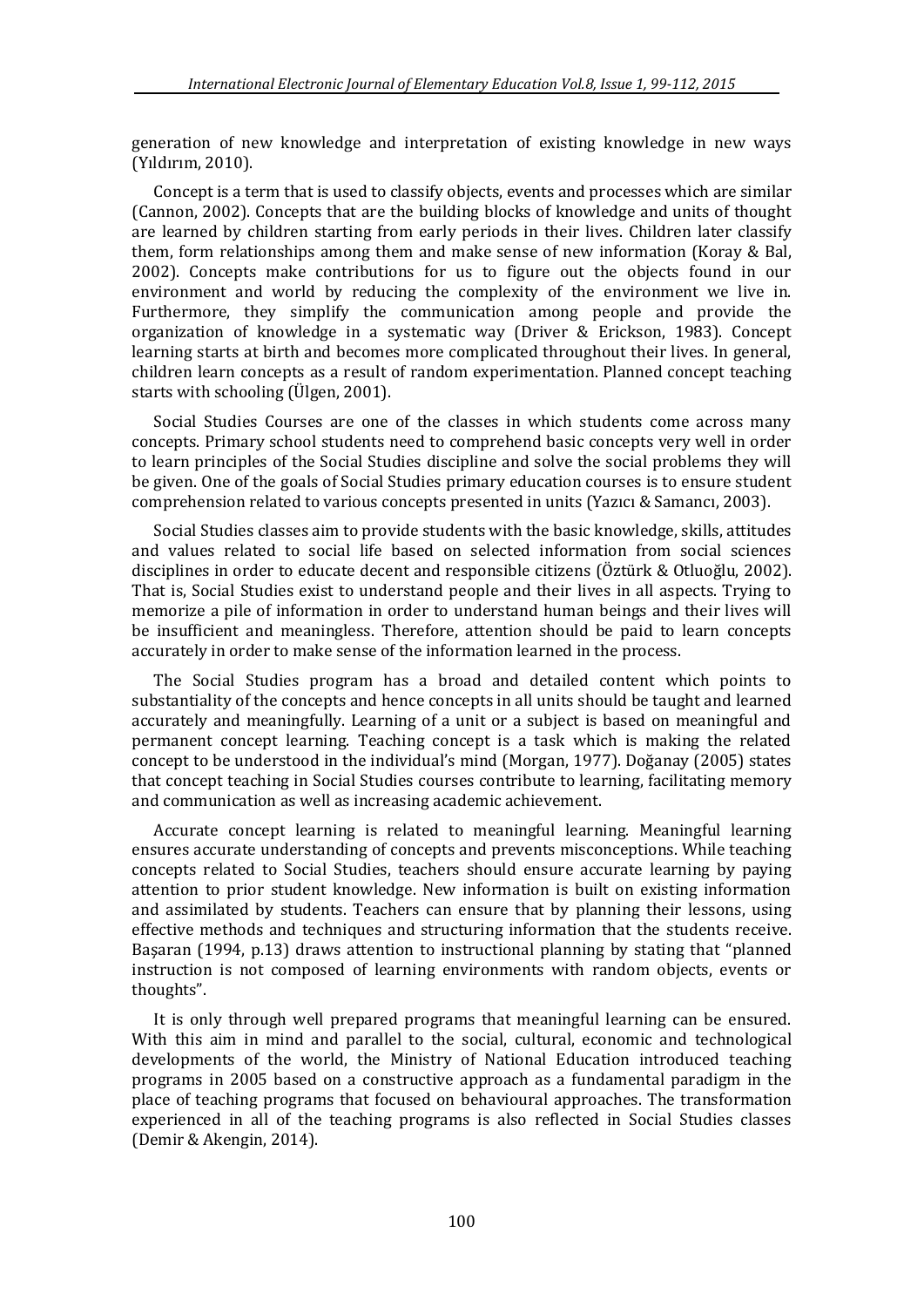generation of new knowledge and interpretation of existing knowledge in new ways (Yıldırım, 2010).

Concept is a term that is used to classify objects, events and processes which are similar (Cannon, 2002). Concepts that are the building blocks of knowledge and units of thought are learned by children starting from early periods in their lives. Children later classify them, form relationships among them and make sense of new information (Koray & Bal, 2002). Concepts make contributions for us to figure out the objects found in our environment and world by reducing the complexity of the environment we live in. Furthermore, they simplify the communication among people and provide the organization of knowledge in a systematic way (Driver & Erickson, 1983). Concept learning starts at birth and becomes more complicated throughout their lives. In general, children learn concepts as a result of random experimentation. Planned concept teaching starts with schooling (Ülgen, 2001).

Social Studies Courses are one of the classes in which students come across many concepts. Primary school students need to comprehend basic concepts very well in order to learn principles of the Social Studies discipline and solve the social problems they will be given. One of the goals of Social Studies primary education courses is to ensure student comprehension related to various concepts presented in units (Yazıcı & Samancı, 2003).

Social Studies classes aim to provide students with the basic knowledge, skills, attitudes and values related to social life based on selected information from social sciences disciplines in order to educate decent and responsible citizens (Öztürk & Otluoğlu, 2002). That is, Social Studies exist to understand people and their lives in all aspects. Trying to memorize a pile of information in order to understand human beings and their lives will be insufficient and meaningless. Therefore, attention should be paid to learn concepts accurately in order to make sense of the information learned in the process.

The Social Studies program has a broad and detailed content which points to substantiality of the concepts and hence concepts in all units should be taught and learned accurately and meaningfully. Learning of a unit or a subject is based on meaningful and permanent concept learning. Teaching concept is a task which is making the related concept to be understood in the individual's mind (Morgan, 1977). Doğanay (2005) states that concept teaching in Social Studies courses contribute to learning, facilitating memory and communication as well as increasing academic achievement.

Accurate concept learning is related to meaningful learning. Meaningful learning ensures accurate understanding of concepts and prevents misconceptions. While teaching concepts related to Social Studies, teachers should ensure accurate learning by paying attention to prior student knowledge. New information is built on existing information and assimilated by students. Teachers can ensure that by planning their lessons, using effective methods and techniques and structuring information that the students receive. Başaran (1994, p.13) draws attention to instructional planning by stating that "planned instruction is not composed of learning environments with random objects, events or thoughts".

It is only through well prepared programs that meaningful learning can be ensured. With this aim in mind and parallel to the social, cultural, economic and technological developments of the world, the Ministry of National Education introduced teaching programs in 2005 based on a constructive approach as a fundamental paradigm in the place of teaching programs that focused on behavioural approaches. The transformation experienced in all of the teaching programs is also reflected in Social Studies classes (Demir & Akengin, 2014).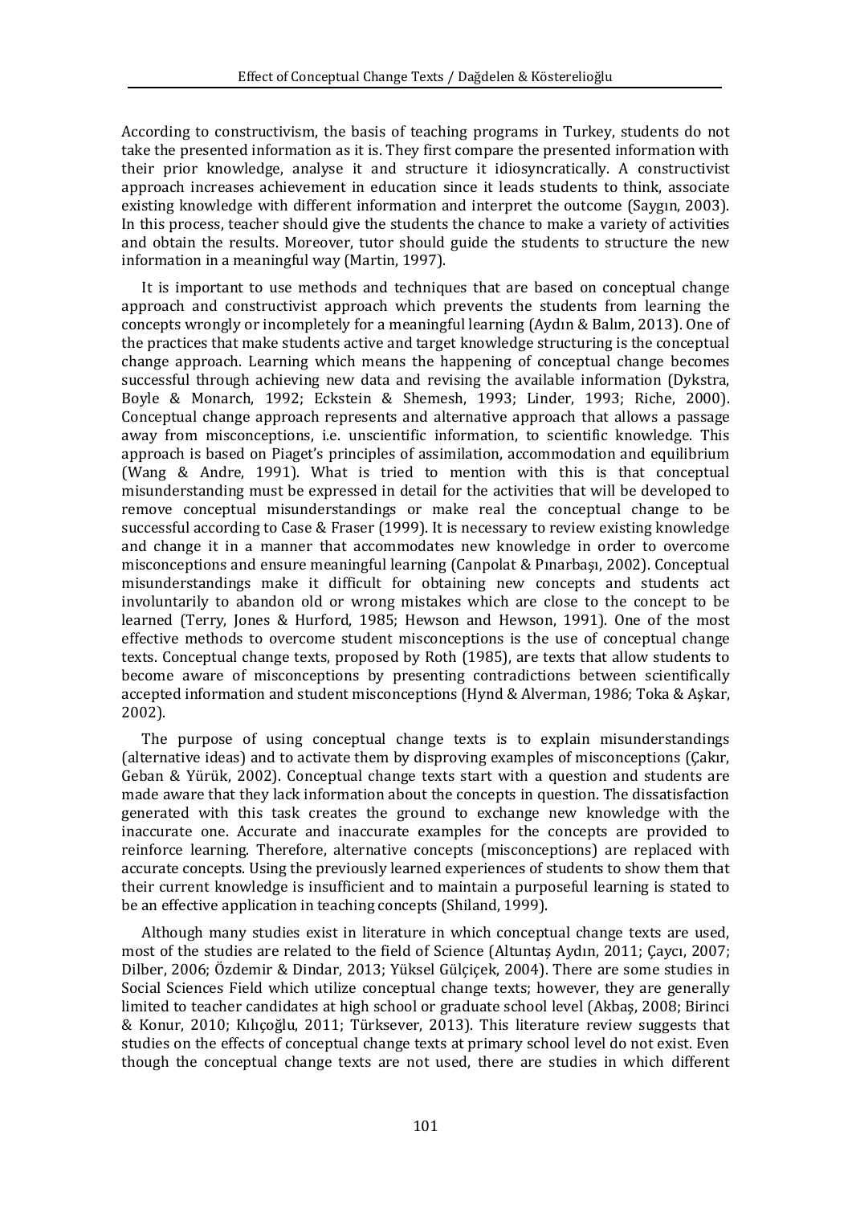According to constructivism, the basis of teaching programs in Turkey, students do not take the presented information as it is. They first compare the presented information with their prior knowledge, analyse it and structure it idiosyncratically. A constructivist approach increases achievement in education since it leads students to think, associate existing knowledge with different information and interpret the outcome (Saygın, 2003). In this process, teacher should give the students the chance to make a variety of activities and obtain the results. Moreover, tutor should guide the students to structure the new information in a meaningful way (Martin, 1997).

It is important to use methods and techniques that are based on conceptual change approach and constructivist approach which prevents the students from learning the concepts wrongly or incompletely for a meaningful learning (Aydın & Balım, 2013). One of the practices that make students active and target knowledge structuring is the conceptual change approach. Learning which means the happening of conceptual change becomes successful through achieving new data and revising the available information (Dykstra, Boyle & Monarch, 1992; Eckstein & Shemesh, 1993; Linder, 1993; Riche, 2000). Conceptual change approach represents and alternative approach that allows a passage away from misconceptions, i.e. unscientific information, to scientific knowledge. This approach is based on Piaget's principles of assimilation, accommodation and equilibrium (Wang & Andre, 1991). What is tried to mention with this is that conceptual misunderstanding must be expressed in detail for the activities that will be developed to remove conceptual misunderstandings or make real the conceptual change to be successful according to Case & Fraser (1999). It is necessary to review existing knowledge and change it in a manner that accommodates new knowledge in order to overcome misconceptions and ensure meaningful learning (Canpolat & Pınarbaşı, 2002). Conceptual misunderstandings make it difficult for obtaining new concepts and students act involuntarily to abandon old or wrong mistakes which are close to the concept to be learned (Terry, Jones & Hurford, 1985; Hewson and Hewson, 1991). One of the most effective methods to overcome student misconceptions is the use of conceptual change texts. Conceptual change texts, proposed by Roth (1985), are texts that allow students to become aware of misconceptions by presenting contradictions between scientifically accepted information and student misconceptions (Hynd & Alverman, 1986; Toka & Aşkar, 2002).

The purpose of using conceptual change texts is to explain misunderstandings (alternative ideas) and to activate them by disproving examples of misconceptions (Çakır, Geban & Yürük, 2002). Conceptual change texts start with a question and students are made aware that they lack information about the concepts in question. The dissatisfaction generated with this task creates the ground to exchange new knowledge with the inaccurate one. Accurate and inaccurate examples for the concepts are provided to reinforce learning. Therefore, alternative concepts (misconceptions) are replaced with accurate concepts. Using the previously learned experiences of students to show them that their current knowledge is insufficient and to maintain a purposeful learning is stated to be an effective application in teaching concepts (Shiland, 1999).

Although many studies exist in literature in which conceptual change texts are used, most of the studies are related to the field of Science (Altuntaş Aydın, 2011; Çaycı, 2007; Dilber, 2006; Özdemir & Dindar, 2013; Yüksel Gülçiçek, 2004). There are some studies in Social Sciences Field which utilize conceptual change texts; however, they are generally limited to teacher candidates at high school or graduate school level (Akbaş, 2008; Birinci & Konur, 2010; Kılıçoğlu, 2011; Türksever, 2013). This literature review suggests that studies on the effects of conceptual change texts at primary school level do not exist. Even though the conceptual change texts are not used, there are studies in which different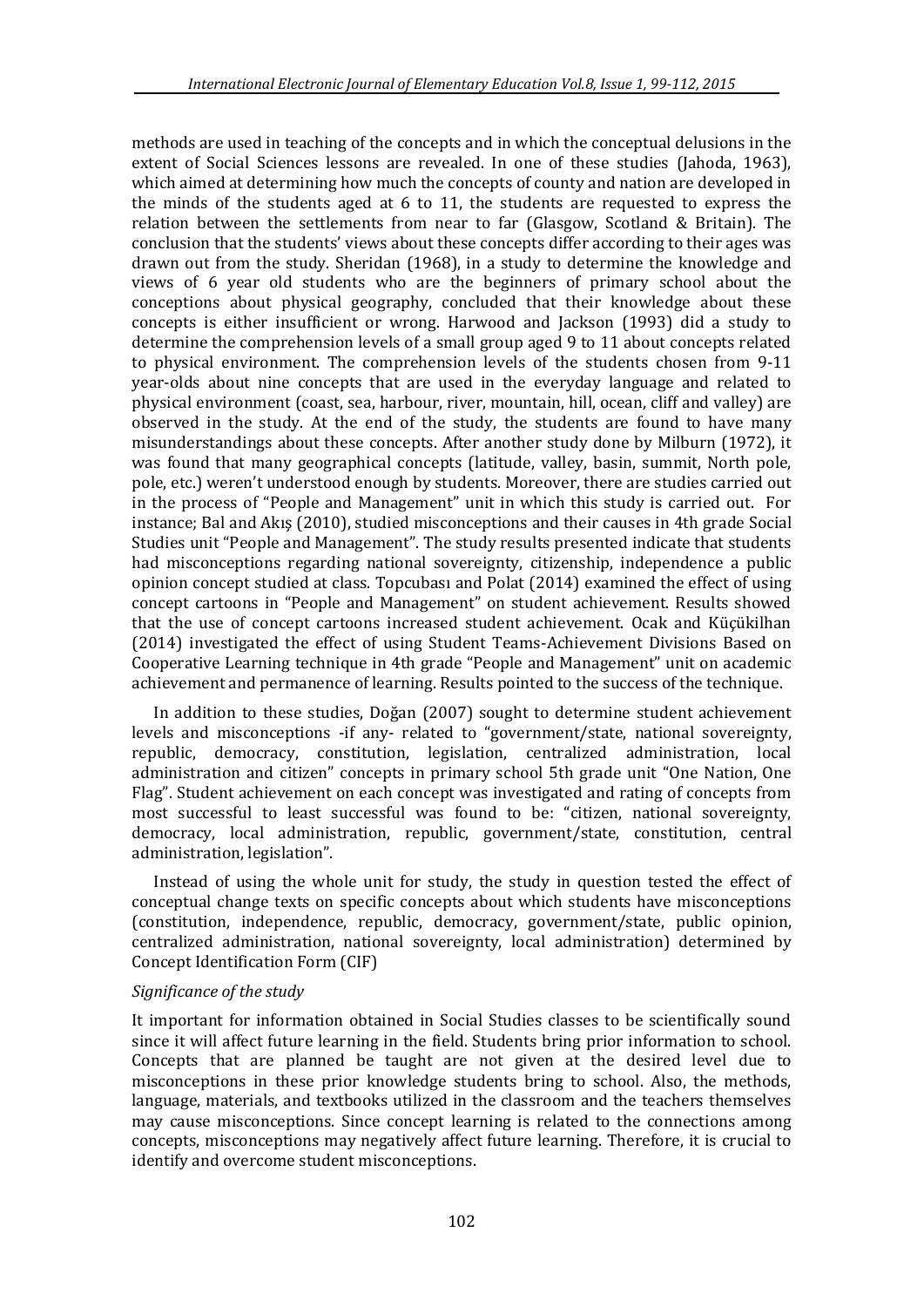methods are used in teaching of the concepts and in which the conceptual delusions in the extent of Social Sciences lessons are revealed. In one of these studies (Jahoda, 1963), which aimed at determining how much the concepts of county and nation are developed in the minds of the students aged at 6 to 11, the students are requested to express the relation between the settlements from near to far (Glasgow, Scotland & Britain). The conclusion that the students' views about these concepts differ according to their ages was drawn out from the study. Sheridan (1968), in a study to determine the knowledge and views of 6 year old students who are the beginners of primary school about the conceptions about physical geography, concluded that their knowledge about these concepts is either insufficient or wrong. Harwood and Jackson (1993) did a study to determine the comprehension levels of a small group aged 9 to 11 about concepts related to physical environment. The comprehension levels of the students chosen from 9-11 year-olds about nine concepts that are used in the everyday language and related to physical environment (coast, sea, harbour, river, mountain, hill, ocean, cliff and valley) are observed in the study. At the end of the study, the students are found to have many misunderstandings about these concepts. After another study done by Milburn (1972), it was found that many geographical concepts (latitude, valley, basin, summit, North pole, pole, etc.) weren't understood enough by students. Moreover, there are studies carried out in the process of "People and Management" unit in which this study is carried out. For instance; Bal and Akış (2010), studied misconceptions and their causes in 4th grade Social Studies unit "People and Management". The study results presented indicate that students had misconceptions regarding national sovereignty, citizenship, independence a public opinion concept studied at class. Topcubası and Polat (2014) examined the effect of using concept cartoons in "People and Management" on student achievement. Results showed that the use of concept cartoons increased student achievement. Ocak and Küçükilhan (2014) investigated the effect of using Student Teams-Achievement Divisions Based on Cooperative Learning technique in 4th grade "People and Management" unit on academic achievement and permanence of learning. Results pointed to the success of the technique.

In addition to these studies, Doğan (2007) sought to determine student achievement levels and misconceptions -if any- related to "government/state, national sovereignty, republic, democracy, constitution, legislation, centralized administration, local administration and citizen" concepts in primary school 5th grade unit "One Nation, One Flag". Student achievement on each concept was investigated and rating of concepts from most successful to least successful was found to be: "citizen, national sovereignty, democracy, local administration, republic, government/state, constitution, central administration, legislation".

Instead of using the whole unit for study, the study in question tested the effect of conceptual change texts on specific concepts about which students have misconceptions (constitution, independence, republic, democracy, government/state, public opinion, centralized administration, national sovereignty, local administration) determined by Concept Identification Form (CIF)

*Significance of the study*

It important for information obtained in Social Studies classes to be scientifically sound since it will affect future learning in the field. Students bring prior information to school. Concepts that are planned be taught are not given at the desired level due to misconceptions in these prior knowledge students bring to school. Also, the methods, language, materials, and textbooks utilized in the classroom and the teachers themselves may cause misconceptions. Since concept learning is related to the connections among concepts, misconceptions may negatively affect future learning. Therefore, it is crucial to identify and overcome student misconceptions.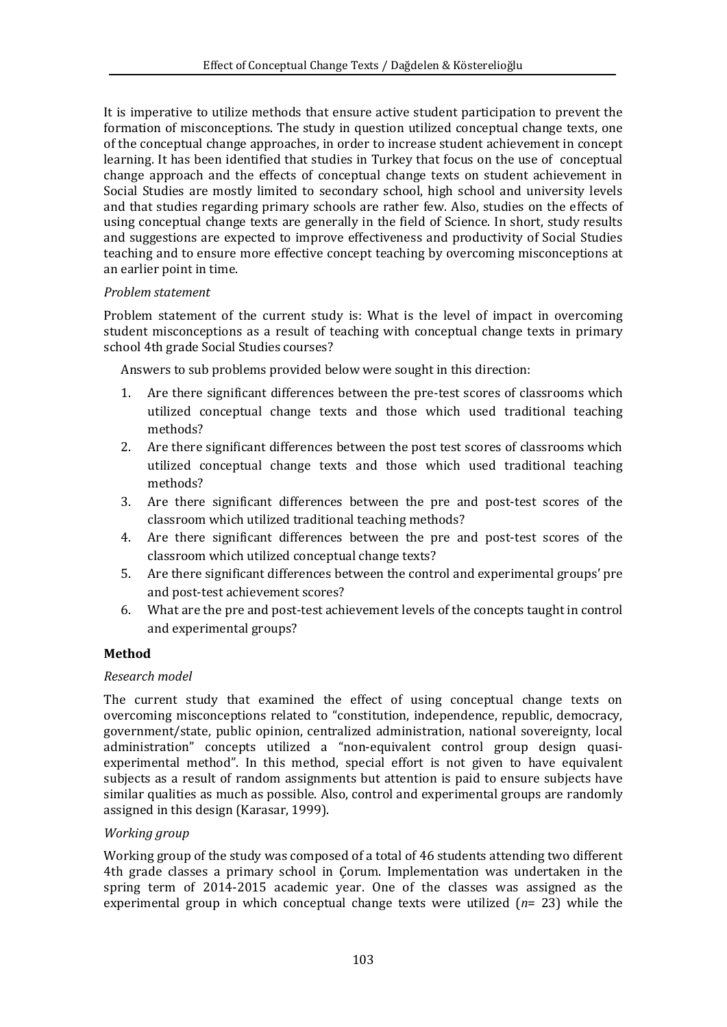It is imperative to utilize methods that ensure active student participation to prevent the formation of misconceptions. The study in question utilized conceptual change texts, one of the conceptual change approaches, in order to increase student achievement in concept learning. It has been identified that studies in Turkey that focus on the use of conceptual change approach and the effects of conceptual change texts on student achievement in Social Studies are mostly limited to secondary school, high school and university levels and that studies regarding primary schools are rather few. Also, studies on the effects of using conceptual change texts are generally in the field of Science. In short, study results and suggestions are expected to improve effectiveness and productivity of Social Studies teaching and to ensure more effective concept teaching by overcoming misconceptions at an earlier point in time.

*Problem statement*

Problem statement of the current study is: What is the level of impact in overcoming student misconceptions as a result of teaching with conceptual change texts in primary school 4th grade Social Studies courses?

Answers to sub problems provided below were sought in this direction:

1. Are there significant differences between the pre-test scores of classrooms which utilized conceptual change texts and those which used traditional teaching methods?
2. Are there significant differences between the post test scores of classrooms which utilized conceptual change texts and those which used traditional teaching methods?
3. Are there significant differences between the pre and post-test scores of the classroom which utilized traditional teaching methods?
4. Are there significant differences between the pre and post-test scores of the classroom which utilized conceptual change texts?
5. Are there significant differences between the control and experimental groups' pre and post-test achievement scores?
6. What are the pre and post-test achievement levels of the concepts taught in control and experimental groups?

**Method**

*Research model*

The current study that examined the effect of using conceptual change texts on overcoming misconceptions related to "constitution, independence, republic, democracy, government/state, public opinion, centralized administration, national sovereignty, local administration" concepts utilized a "non-equivalent control group design quasi-experimental method". In this method, special effort is not given to have equivalent subjects as a result of random assignments but attention is paid to ensure subjects have similar qualities as much as possible. Also, control and experimental groups are randomly assigned in this design (Karasar, 1999).

*Working group*

Working group of the study was composed of a total of 46 students attending two different 4th grade classes a primary school in Çorum. Implementation was undertaken in the spring term of 2014-2015 academic year. One of the classes was assigned as the experimental group in which conceptual change texts were utilized ($n$= 23) while the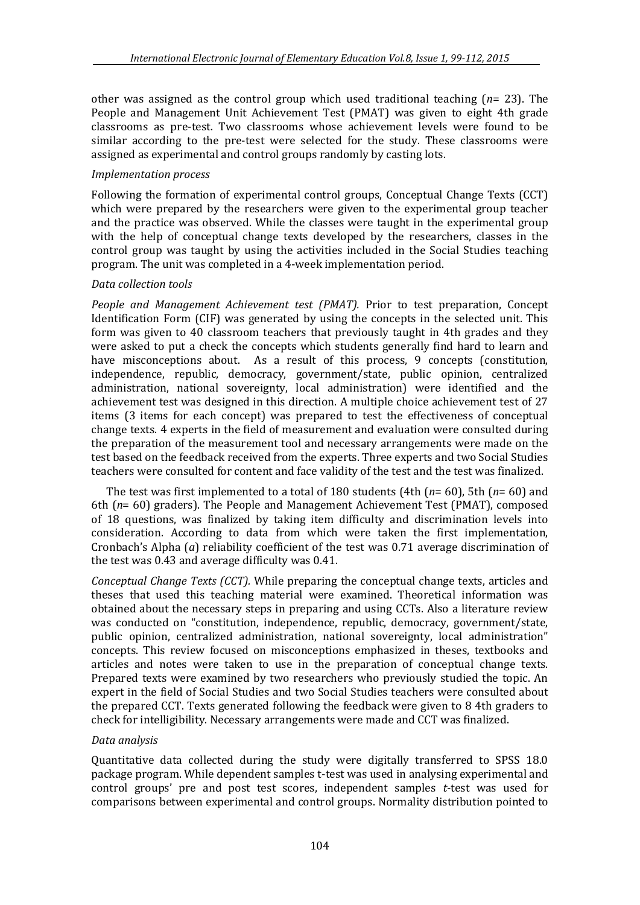other was assigned as the control group which used traditional teaching ($n$= 23). The People and Management Unit Achievement Test (PMAT) was given to eight 4th grade classrooms as pre-test. Two classrooms whose achievement levels were found to be similar according to the pre-test were selected for the study. These classrooms were assigned as experimental and control groups randomly by casting lots.

*Implementation process*

Following the formation of experimental control groups, Conceptual Change Texts (CCT) which were prepared by the researchers were given to the experimental group teacher and the practice was observed. While the classes were taught in the experimental group with the help of conceptual change texts developed by the researchers, classes in the control group was taught by using the activities included in the Social Studies teaching program. The unit was completed in a 4-week implementation period.

*Data collection tools*

*People and Management Achievement test (PMAT).* Prior to test preparation, Concept Identification Form (CIF) was generated by using the concepts in the selected unit. This form was given to 40 classroom teachers that previously taught in 4th grades and they were asked to put a check the concepts which students generally find hard to learn and have misconceptions about. As a result of this process, 9 concepts (constitution, independence, republic, democracy, government/state, public opinion, centralized administration, national sovereignty, local administration) were identified and the achievement test was designed in this direction. A multiple choice achievement test of 27 items (3 items for each concept) was prepared to test the effectiveness of conceptual change texts. 4 experts in the field of measurement and evaluation were consulted during the preparation of the measurement tool and necessary arrangements were made on the test based on the feedback received from the experts. Three experts and two Social Studies teachers were consulted for content and face validity of the test and the test was finalized.

The test was first implemented to a total of 180 students (4th ($n$= 60), 5th ($n$= 60) and 6th ($n$= 60) graders). The People and Management Achievement Test (PMAT), composed of 18 questions, was finalized by taking item difficulty and discrimination levels into consideration. According to data from which were taken the first implementation, Cronbach's Alpha ($a$) reliability coefficient of the test was 0.71 average discrimination of the test was 0.43 and average difficulty was 0.41.

*Conceptual Change Texts (CCT).* While preparing the conceptual change texts, articles and theses that used this teaching material were examined. Theoretical information was obtained about the necessary steps in preparing and using CCTs. Also a literature review was conducted on "constitution, independence, republic, democracy, government/state, public opinion, centralized administration, national sovereignty, local administration" concepts. This review focused on misconceptions emphasized in theses, textbooks and articles and notes were taken to use in the preparation of conceptual change texts. Prepared texts were examined by two researchers who previously studied the topic. An expert in the field of Social Studies and two Social Studies teachers were consulted about the prepared CCT. Texts generated following the feedback were given to 8 4th graders to check for intelligibility. Necessary arrangements were made and CCT was finalized.

*Data analysis*

Quantitative data collected during the study were digitally transferred to SPSS 18.0 package program. While dependent samples t-test was used in analysing experimental and control groups' pre and post test scores, independent samples $t$-test was used for comparisons between experimental and control groups. Normality distribution pointed to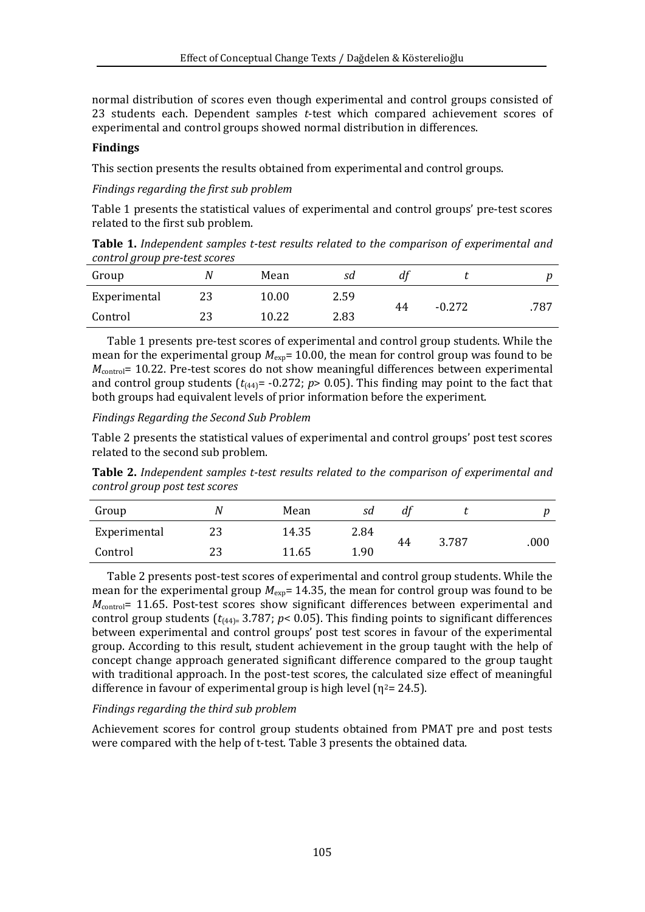normal distribution of scores even though experimental and control groups consisted of 23 students each. Dependent samples *t*-test which compared achievement scores of experimental and control groups showed normal distribution in differences.

## Findings

This section presents the results obtained from experimental and control groups.

*Findings regarding the first sub problem*

Table 1 presents the statistical values of experimental and control groups' pre-test scores related to the first sub problem.

**Table 1.** *Independent samples t-test results related to the comparison of experimental and control group pre-test scores*

| Group | *N* | Mean | *sd* | *df* | *t* | *p* |
|---|---|---|---|---|---|---|
| Experimental | 23 | 10.00 | 2.59 | 44 | -0.272 | .787 |
| Control | 23 | 10.22 | 2.83 | | | |

Table 1 presents pre-test scores of experimental and control group students. While the mean for the experimental group $M_{exp}$= 10.00, the mean for control group was found to be $M_{control}$= 10.22. Pre-test scores do not show meaningful differences between experimental and control group students ($t_{(44)}$= -0.272; $p$> 0.05). This finding may point to the fact that both groups had equivalent levels of prior information before the experiment.

*Findings Regarding the Second Sub Problem*

Table 2 presents the statistical values of experimental and control groups' post test scores related to the second sub problem.

**Table 2.** *Independent samples t-test results related to the comparison of experimental and control group post test scores*

| Group | *N* | Mean | *sd* | *df* | *t* | *p* |
|---|---|---|---|---|---|---|
| Experimental | 23 | 14.35 | 2.84 | 44 | 3.787 | .000 |
| Control | 23 | 11.65 | 1.90 | | | |

Table 2 presents post-test scores of experimental and control group students. While the mean for the experimental group $M_{exp}$= 14.35, the mean for control group was found to be $M_{control}$= 11.65. Post-test scores show significant differences between experimental and control group students ($t_{(44)}$= 3.787; $p$< 0.05). This finding points to significant differences between experimental and control groups' post test scores in favour of the experimental group. According to this result, student achievement in the group taught with the help of concept change approach generated significant difference compared to the group taught with traditional approach. In the post-test scores, the calculated size effect of meaningful difference in favour of experimental group is high level ($\eta^2$= 24.5).

*Findings regarding the third sub problem*

Achievement scores for control group students obtained from PMAT pre and post tests were compared with the help of t-test. Table 3 presents the obtained data.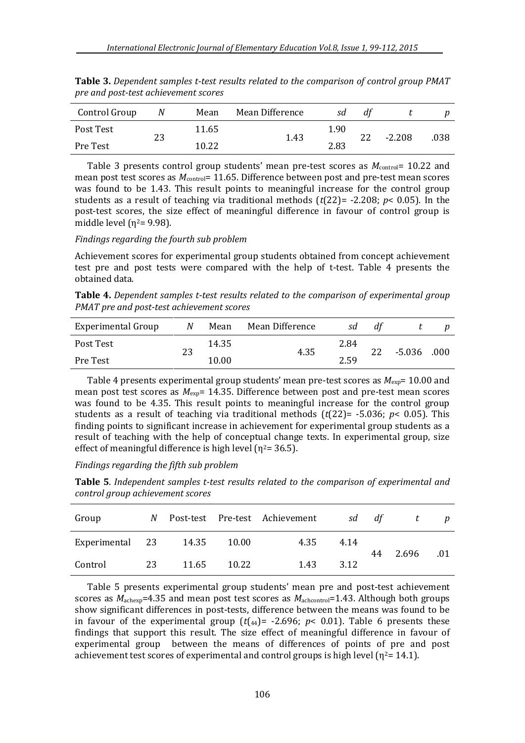**Table 3.** *Dependent samples t-test results related to the comparison of control group PMAT pre and post-test achievement scores*

| Control Group | *N* | Mean | Mean Difference | *sd* | *df* | *t* | *p* |
|---|---|---|---|---|---|---|---|
| Post Test | 23 | 11.65 | 1.43 | 1.90 | 22 | -2.208 | .038 |
| Pre Test | | 10.22 | | 2.83 | | | |

Table 3 presents control group students' mean pre-test scores as $M_{control}$= 10.22 and mean post test scores as $M_{control}$= 11.65. Difference between post and pre-test mean scores was found to be 1.43. This result points to meaningful increase for the control group students as a result of teaching via traditional methods ($t(22)$= -2.208; $p$< 0.05). In the post-test scores, the size effect of meaningful difference in favour of control group is middle level ($\eta^2$= 9.98).

*Findings regarding the fourth sub problem*

Achievement scores for experimental group students obtained from concept achievement test pre and post tests were compared with the help of t-test. Table 4 presents the obtained data.

**Table 4.** *Dependent samples t-test results related to the comparison of experimental group PMAT pre and post-test achievement scores*

| Experimental Group | *N* | Mean | Mean Difference | *sd* | *df* | *t* | *p* |
|---|---|---|---|---|---|---|---|
| Post Test | 23 | 14.35 | 4.35 | 2.84 | 22 | -5.036 | .000 |
| Pre Test | | 10.00 | | 2.59 | | | |

Table 4 presents experimental group students' mean pre-test scores as $M_{exp}$= 10.00 and mean post test scores as $M_{exp}$= 14.35. Difference between post and pre-test mean scores was found to be 4.35. This result points to meaningful increase for the control group students as a result of teaching via traditional methods ($t(22)$= -5.036; $p$< 0.05). This finding points to significant increase in achievement for experimental group students as a result of teaching with the help of conceptual change texts. In experimental group, size effect of meaningful difference is high level ($\eta^2$= 36.5).

*Findings regarding the fifth sub problem*

**Table 5**. *Independent samples t-test results related to the comparison of experimental and control group achievement scores*

| Group | *N* | Post-test | Pre-test | Achievement | *sd* | *df* | *t* | *p* |
|---|---|---|---|---|---|---|---|---|
| Experimental | 23 | 14.35 | 10.00 | 4.35 | 4.14 | 44 | 2.696 | .01 |
| Control | 23 | 11.65 | 10.22 | 1.43 | 3.12 | | | |

Table 5 presents experimental group students' mean pre and post-test achievement scores as $M_{achexp}$=4.35 and mean post test scores as $M_{achcontrol}$=1.43. Although both groups show significant differences in post-tests, difference between the means was found to be in favour of the experimental group ($t_{(44)}$= -2.696; $p$< 0.01). Table 6 presents these findings that support this result. The size effect of meaningful difference in favour of experimental group between the means of differences of points of pre and post achievement test scores of experimental and control groups is high level ($\eta^2$= 14.1).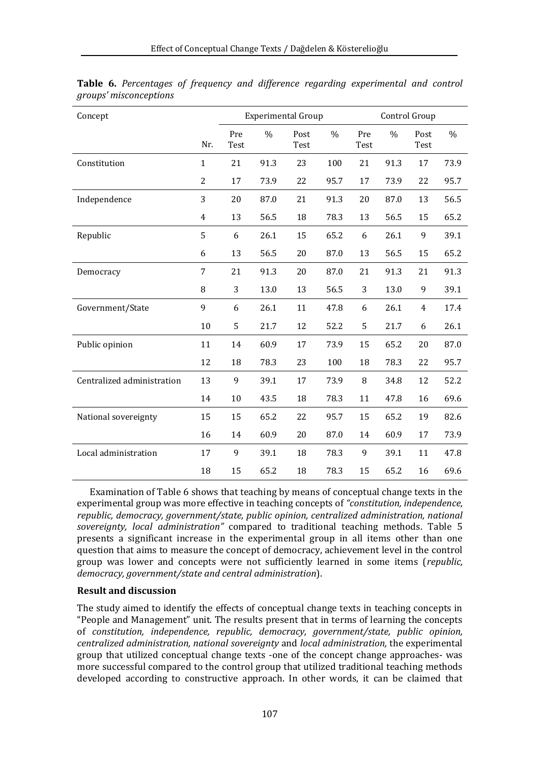**Table 6.** *Percentages of frequency and difference regarding experimental and control groups' misconceptions*

| Concept | | Experimental Group | | | | Control Group | | | |
|---|---|---|---|---|---|---|---|---|---|
| | Nr. | Pre Test | % | Post Test | % | Pre Test | % | Post Test | % |
| Constitution | 1 | 21 | 91.3 | 23 | 100 | 21 | 91.3 | 17 | 73.9 |
| | 2 | 17 | 73.9 | 22 | 95.7 | 17 | 73.9 | 22 | 95.7 |
| Independence | 3 | 20 | 87.0 | 21 | 91.3 | 20 | 87.0 | 13 | 56.5 |
| | 4 | 13 | 56.5 | 18 | 78.3 | 13 | 56.5 | 15 | 65.2 |
| Republic | 5 | 6 | 26.1 | 15 | 65.2 | 6 | 26.1 | 9 | 39.1 |
| | 6 | 13 | 56.5 | 20 | 87.0 | 13 | 56.5 | 15 | 65.2 |
| Democracy | 7 | 21 | 91.3 | 20 | 87.0 | 21 | 91.3 | 21 | 91.3 |
| | 8 | 3 | 13.0 | 13 | 56.5 | 3 | 13.0 | 9 | 39.1 |
| Government/State | 9 | 6 | 26.1 | 11 | 47.8 | 6 | 26.1 | 4 | 17.4 |
| | 10 | 5 | 21.7 | 12 | 52.2 | 5 | 21.7 | 6 | 26.1 |
| Public opinion | 11 | 14 | 60.9 | 17 | 73.9 | 15 | 65.2 | 20 | 87.0 |
| | 12 | 18 | 78.3 | 23 | 100 | 18 | 78.3 | 22 | 95.7 |
| Centralized administration | 13 | 9 | 39.1 | 17 | 73.9 | 8 | 34.8 | 12 | 52.2 |
| | 14 | 10 | 43.5 | 18 | 78.3 | 11 | 47.8 | 16 | 69.6 |
| National sovereignty | 15 | 15 | 65.2 | 22 | 95.7 | 15 | 65.2 | 19 | 82.6 |
| | 16 | 14 | 60.9 | 20 | 87.0 | 14 | 60.9 | 17 | 73.9 |
| Local administration | 17 | 9 | 39.1 | 18 | 78.3 | 9 | 39.1 | 11 | 47.8 |
| | 18 | 15 | 65.2 | 18 | 78.3 | 15 | 65.2 | 16 | 69.6 |

Examination of Table 6 shows that teaching by means of conceptual change texts in the experimental group was more effective in teaching concepts of *"constitution, independence, republic, democracy, government/state, public opinion, centralized administration, national sovereignty, local administration"* compared to traditional teaching methods. Table 5 presents a significant increase in the experimental group in all items other than one question that aims to measure the concept of democracy, achievement level in the control group was lower and concepts were not sufficiently learned in some items (*republic, democracy, government/state and central administration*).

**Result and discussion**

The study aimed to identify the effects of conceptual change texts in teaching concepts in "People and Management" unit. The results present that in terms of learning the concepts of *constitution, independence, republic, democracy, government/state, public opinion, centralized administration, national sovereignty* and *local administration*, the experimental group that utilized conceptual change texts -one of the concept change approaches- was more successful compared to the control group that utilized traditional teaching methods developed according to constructive approach. In other words, it can be claimed that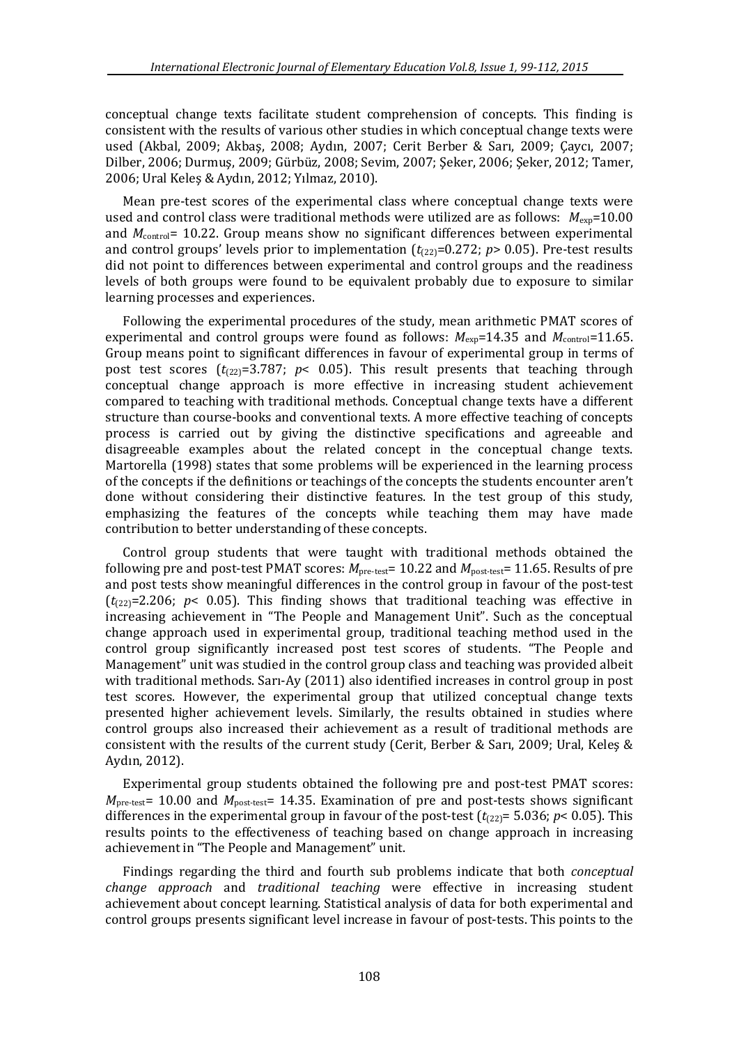conceptual change texts facilitate student comprehension of concepts. This finding is consistent with the results of various other studies in which conceptual change texts were used (Akbal, 2009; Akbaş, 2008; Aydın, 2007; Cerit Berber & Sarı, 2009; Çaycı, 2007; Dilber, 2006; Durmuş, 2009; Gürbüz, 2008; Sevim, 2007; Şeker, 2006; Şeker, 2012; Tamer, 2006; Ural Keleş & Aydın, 2012; Yılmaz, 2010).

Mean pre-test scores of the experimental class where conceptual change texts were used and control class were traditional methods were utilized are as follows: $M_{exp}$=10.00 and $M_{control}$= 10.22. Group means show no significant differences between experimental and control groups' levels prior to implementation ($t_{(22)}$=0.272; $p$> 0.05). Pre-test results did not point to differences between experimental and control groups and the readiness levels of both groups were found to be equivalent probably due to exposure to similar learning processes and experiences.

Following the experimental procedures of the study, mean arithmetic PMAT scores of experimental and control groups were found as follows: $M_{exp}$=14.35 and $M_{control}$=11.65. Group means point to significant differences in favour of experimental group in terms of post test scores ($t_{(22)}$=3.787; $p$< 0.05). This result presents that teaching through conceptual change approach is more effective in increasing student achievement compared to teaching with traditional methods. Conceptual change texts have a different structure than course-books and conventional texts. A more effective teaching of concepts process is carried out by giving the distinctive specifications and agreeable and disagreeable examples about the related concept in the conceptual change texts. Martorella (1998) states that some problems will be experienced in the learning process of the concepts if the definitions or teachings of the concepts the students encounter aren't done without considering their distinctive features. In the test group of this study, emphasizing the features of the concepts while teaching them may have made contribution to better understanding of these concepts.

Control group students that were taught with traditional methods obtained the following pre and post-test PMAT scores: $M_{pre\text{-}test}$= 10.22 and $M_{post\text{-}test}$= 11.65. Results of pre and post tests show meaningful differences in the control group in favour of the post-test ($t_{(22)}$=2.206; $p$< 0.05). This finding shows that traditional teaching was effective in increasing achievement in "The People and Management Unit". Such as the conceptual change approach used in experimental group, traditional teaching method used in the control group significantly increased post test scores of students. "The People and Management" unit was studied in the control group class and teaching was provided albeit with traditional methods. Sarı-Ay (2011) also identified increases in control group in post test scores. However, the experimental group that utilized conceptual change texts presented higher achievement levels. Similarly, the results obtained in studies where control groups also increased their achievement as a result of traditional methods are consistent with the results of the current study (Cerit, Berber & Sarı, 2009; Ural, Keleş & Aydın, 2012).

Experimental group students obtained the following pre and post-test PMAT scores: $M_{pre\text{-}test}$= 10.00 and $M_{post\text{-}test}$= 14.35. Examination of pre and post-tests shows significant differences in the experimental group in favour of the post-test ($t_{(22)}$= 5.036; $p$< 0.05). This results points to the effectiveness of teaching based on change approach in increasing achievement in "The People and Management" unit.

Findings regarding the third and fourth sub problems indicate that both *conceptual change approach* and *traditional teaching* were effective in increasing student achievement about concept learning. Statistical analysis of data for both experimental and control groups presents significant level increase in favour of post-tests. This points to the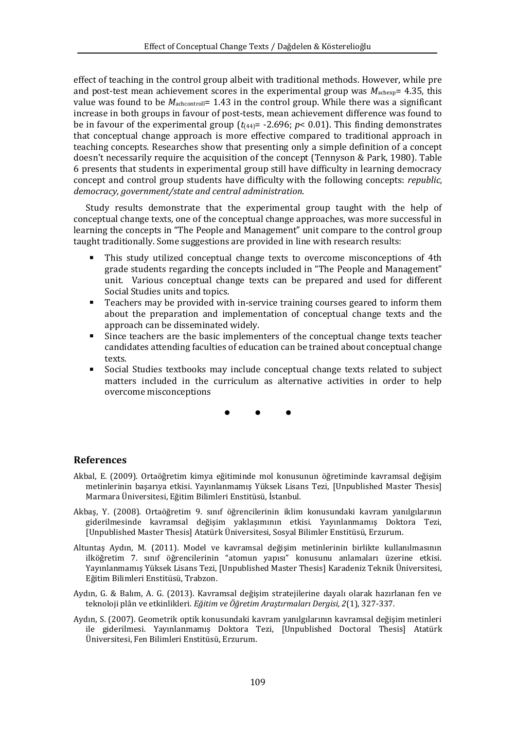effect of teaching in the control group albeit with traditional methods. However, while pre and post-test mean achievement scores in the experimental group was $M_{achexp}$= 4.35, this value was found to be $M_{achcontroll}$= 1.43 in the control group. While there was a significant increase in both groups in favour of post-tests, mean achievement difference was found to be in favour of the experimental group ($t_{(44)}$= -2.696; $p$< 0.01). This finding demonstrates that conceptual change approach is more effective compared to traditional approach in teaching concepts. Researches show that presenting only a simple definition of a concept doesn't necessarily require the acquisition of the concept (Tennyson & Park, 1980). Table 6 presents that students in experimental group still have difficulty in learning democracy concept and control group students have difficulty with the following concepts: *republic, democracy, government/state and central administration*.

Study results demonstrate that the experimental group taught with the help of conceptual change texts, one of the conceptual change approaches, was more successful in learning the concepts in "The People and Management" unit compare to the control group taught traditionally. Some suggestions are provided in line with research results:

- This study utilized conceptual change texts to overcome misconceptions of 4th grade students regarding the concepts included in "The People and Management" unit. Various conceptual change texts can be prepared and used for different Social Studies units and topics.
- Teachers may be provided with in-service training courses geared to inform them about the preparation and implementation of conceptual change texts and the approach can be disseminated widely.
- Since teachers are the basic implementers of the conceptual change texts teacher candidates attending faculties of education can be trained about conceptual change texts.
- Social Studies textbooks may include conceptual change texts related to subject matters included in the curriculum as alternative activities in order to help overcome misconceptions

• • •

## References

Akbal, E. (2009). Ortaöğretim kimya eğitiminde mol konusunun öğretiminde kavramsal değişim metinlerinin başarıya etkisi. Yayınlanmamış Yüksek Lisans Tezi, [Unpublished Master Thesis] Marmara Üniversitesi, Eğitim Bilimleri Enstitüsü, İstanbul.

Akbaş, Y. (2008). Ortaöğretim 9. sınıf öğrencilerinin iklim konusundaki kavram yanılgılarının giderilmesinde kavramsal değişim yaklaşımının etkisi. Yayınlanmamış Doktora Tezi, [Unpublished Master Thesis] Atatürk Üniversitesi, Sosyal Bilimler Enstitüsü, Erzurum.

Altuntaş Aydın, M. (2011). Model ve kavramsal değişim metinlerinin birlikte kullanılmasının ilköğretim 7. sınıf öğrencilerinin "atomun yapısı" konusunu anlamaları üzerine etkisi. Yayınlanmamış Yüksek Lisans Tezi, [Unpublished Master Thesis] Karadeniz Teknik Üniversitesi, Eğitim Bilimleri Enstitüsü, Trabzon.

Aydın, G. & Balım, A. G. (2013). Kavramsal değişim stratejilerine dayalı olarak hazırlanan fen ve teknoloji plân ve etkinlikleri. *Eğitim ve Öğretim Araştırmaları Dergisi, 2*(1), 327-337.

Aydın, S. (2007). Geometrik optik konusundaki kavram yanılgılarının kavramsal değişim metinleri ile giderilmesi. Yayınlanmamış Doktora Tezi, [Unpublished Doctoral Thesis] Atatürk Üniversitesi, Fen Bilimleri Enstitüsü, Erzurum.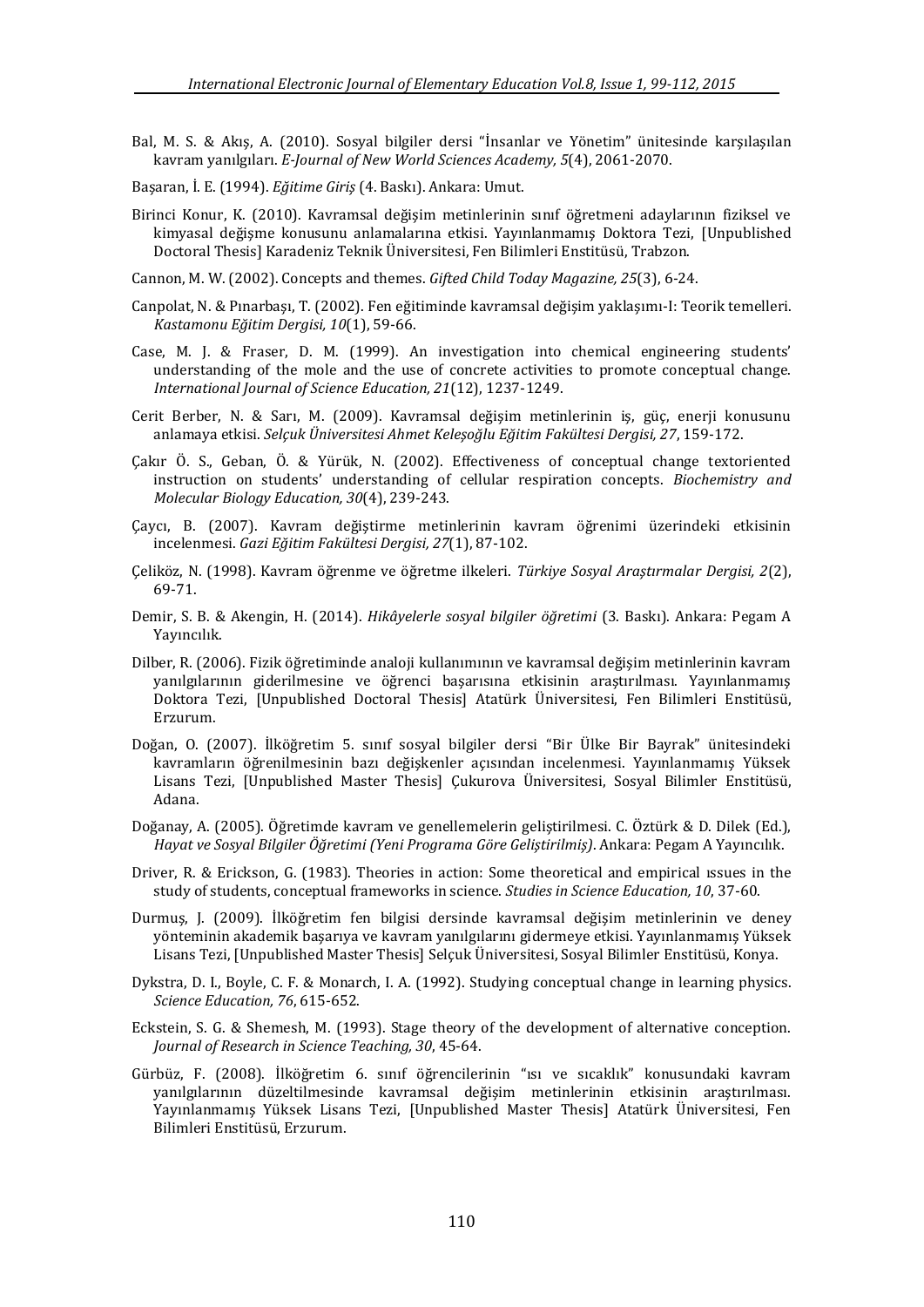Bal, M. S. & Akış, A. (2010). Sosyal bilgiler dersi "İnsanlar ve Yönetim" ünitesinde karşılaşılan kavram yanılgıları. *E-Journal of New World Sciences Academy, 5*(4), 2061-2070.

Başaran, İ. E. (1994). *Eğitime Giriş* (4. Baskı). Ankara: Umut.

Birinci Konur, K. (2010). Kavramsal değişim metinlerinin sınıf öğretmeni adaylarının fiziksel ve kimyasal değişme konusunu anlamalarına etkisi. Yayınlanmamış Doktora Tezi, [Unpublished Doctoral Thesis] Karadeniz Teknik Üniversitesi, Fen Bilimleri Enstitüsü, Trabzon.

Cannon, M. W. (2002). Concepts and themes. *Gifted Child Today Magazine, 25*(3), 6-24.

Canpolat, N. & Pınarbaşı, T. (2002). Fen eğitiminde kavramsal değişim yaklaşımı-I: Teorik temelleri. *Kastamonu Eğitim Dergisi, 10*(1), 59-66.

Case, M. J. & Fraser, D. M. (1999). An investigation into chemical engineering students' understanding of the mole and the use of concrete activities to promote conceptual change. *International Journal of Science Education, 21*(12), 1237-1249.

Cerit Berber, N. & Sarı, M. (2009). Kavramsal değişim metinlerinin iş, güç, enerji konusunu anlamaya etkisi. *Selçuk Üniversitesi Ahmet Keleşoğlu Eğitim Fakültesi Dergisi, 27*, 159-172.

Çakır Ö. S., Geban, Ö. & Yürük, N. (2002). Effectiveness of conceptual change textoriented instruction on students' understanding of cellular respiration concepts. *Biochemistry and Molecular Biology Education, 30*(4), 239-243.

Çaycı, B. (2007). Kavram değiştirme metinlerinin kavram öğrenimi üzerindeki etkisinin incelenmesi. *Gazi Eğitim Fakültesi Dergisi, 27*(1), 87-102.

Çeliköz, N. (1998). Kavram öğrenme ve öğretme ilkeleri. *Türkiye Sosyal Araştırmalar Dergisi, 2*(2), 69-71.

Demir, S. B. & Akengin, H. (2014). *Hikâyelerle sosyal bilgiler öğretimi* (3. Baskı). Ankara: Pegam A Yayıncılık.

Dilber, R. (2006). Fizik öğretiminde analoji kullanımının ve kavramsal değişim metinlerinin kavram yanılgılarının giderilmesine ve öğrenci başarısına etkisinin araştırılması. Yayınlanmamış Doktora Tezi, [Unpublished Doctoral Thesis] Atatürk Üniversitesi, Fen Bilimleri Enstitüsü, Erzurum.

Doğan, O. (2007). İlköğretim 5. sınıf sosyal bilgiler dersi "Bir Ülke Bir Bayrak" ünitesindeki kavramların öğrenilmesinin bazı değişkenler açısından incelenmesi. Yayınlanmamış Yüksek Lisans Tezi, [Unpublished Master Thesis] Çukurova Üniversitesi, Sosyal Bilimler Enstitüsü, Adana.

Doğanay, A. (2005). Öğretimde kavram ve genellemelerin geliştirilmesi. C. Öztürk & D. Dilek (Ed.), *Hayat ve Sosyal Bilgiler Öğretimi (Yeni Programa Göre Geliştirilmiş)*. Ankara: Pegam A Yayıncılık.

Driver, R. & Erickson, G. (1983). Theories in action: Some theoretical and empirical ıssues in the study of students, conceptual frameworks in science. *Studies in Science Education, 10*, 37-60.

Durmuş, J. (2009). İlköğretim fen bilgisi dersinde kavramsal değişim metinlerinin ve deney yönteminin akademik başarıya ve kavram yanılgılarını gidermeye etkisi. Yayınlanmamış Yüksek Lisans Tezi, [Unpublished Master Thesis] Selçuk Üniversitesi, Sosyal Bilimler Enstitüsü, Konya.

Dykstra, D. I., Boyle, C. F. & Monarch, I. A. (1992). Studying conceptual change in learning physics. *Science Education, 76*, 615-652.

Eckstein, S. G. & Shemesh, M. (1993). Stage theory of the development of alternative conception. *Journal of Research in Science Teaching, 30*, 45-64.

Gürbüz, F. (2008). İlköğretim 6. sınıf öğrencilerinin "ısı ve sıcaklık" konusundaki kavram yanılgılarının düzeltilmesinde kavramsal değişim metinlerinin etkisinin araştırılması. Yayınlanmamış Yüksek Lisans Tezi, [Unpublished Master Thesis] Atatürk Üniversitesi, Fen Bilimleri Enstitüsü, Erzurum.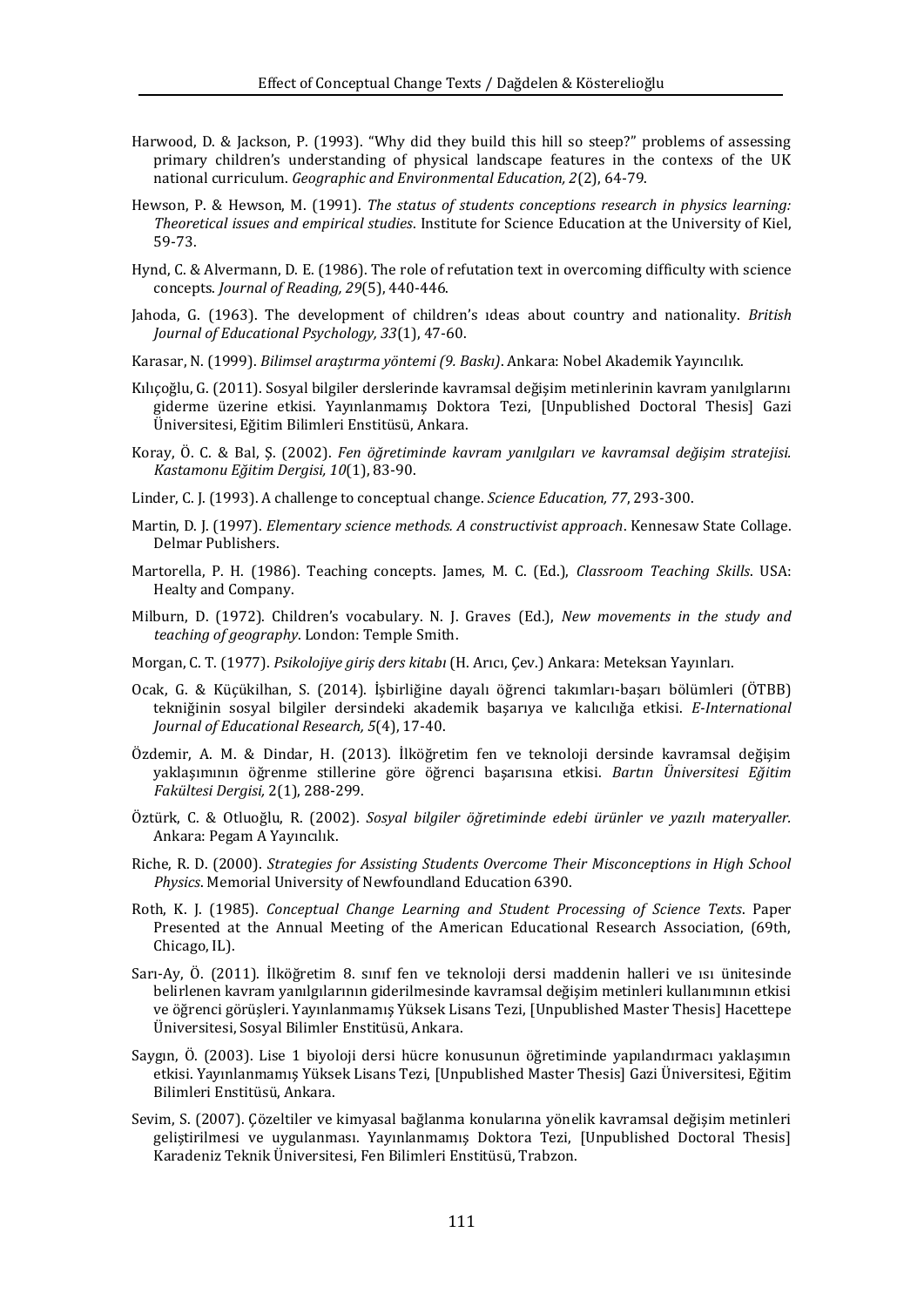Harwood, D. & Jackson, P. (1993). "Why did they build this hill so steep?" problems of assessing primary children's understanding of physical landscape features in the contexs of the UK national curriculum. *Geographic and Environmental Education, 2*(2), 64-79.

Hewson, P. & Hewson, M. (1991). *The status of students conceptions research in physics learning: Theoretical issues and empirical studies*. Institute for Science Education at the University of Kiel, 59-73.

Hynd, C. & Alvermann, D. E. (1986). The role of refutation text in overcoming difficulty with science concepts. *Journal of Reading, 29*(5), 440-446.

Jahoda, G. (1963). The development of children's ıdeas about country and nationality. *British Journal of Educational Psychology, 33*(1), 47-60.

Karasar, N. (1999). *Bilimsel araştırma yöntemi (9. Baskı)*. Ankara: Nobel Akademik Yayıncılık.

Kılıçoğlu, G. (2011). Sosyal bilgiler derslerinde kavramsal değişim metinlerinin kavram yanılgılarını giderme üzerine etkisi. Yayınlanmamış Doktora Tezi, [Unpublished Doctoral Thesis] Gazi Üniversitesi, Eğitim Bilimleri Enstitüsü, Ankara.

Koray, Ö. C. & Bal, Ş. (2002). *Fen öğretiminde kavram yanılgıları ve kavramsal değişim stratejisi. Kastamonu Eğitim Dergisi, 10*(1), 83-90.

Linder, C. J. (1993). A challenge to conceptual change. *Science Education, 77*, 293-300.

Martin, D. J. (1997). *Elementary science methods. A constructivist approach*. Kennesaw State Collage. Delmar Publishers.

Martorella, P. H. (1986). Teaching concepts. James, M. C. (Ed.), *Classroom Teaching Skills*. USA: Healty and Company.

Milburn, D. (1972). Children's vocabulary. N. J. Graves (Ed.), *New movements in the study and teaching of geography*. London: Temple Smith.

Morgan, C. T. (1977). *Psikolojiye giriş ders kitabı* (H. Arıcı, Çev.) Ankara: Meteksan Yayınları.

Ocak, G. & Küçükilhan, S. (2014). İşbirliğine dayalı öğrenci takımları-başarı bölümleri (ÖTBB) tekniğinin sosyal bilgiler dersindeki akademik başarıya ve kalıcılığa etkisi. *E-International Journal of Educational Research, 5*(4), 17-40.

Özdemir, A. M. & Dindar, H. (2013). İlköğretim fen ve teknoloji dersinde kavramsal değişim yaklaşımının öğrenme stillerine göre öğrenci başarısına etkisi. *Bartın Üniversitesi Eğitim Fakültesi Dergisi,* 2(1), 288-299.

Öztürk, C. & Otluoğlu, R. (2002). *Sosyal bilgiler öğretiminde edebi ürünler ve yazılı materyaller.* Ankara: Pegam A Yayıncılık.

Riche, R. D. (2000). *Strategies for Assisting Students Overcome Their Misconceptions in High School Physics*. Memorial University of Newfoundland Education 6390.

Roth, K. J. (1985). *Conceptual Change Learning and Student Processing of Science Texts*. Paper Presented at the Annual Meeting of the American Educational Research Association, (69th, Chicago, IL).

Sarı-Ay, Ö. (2011). İlköğretim 8. sınıf fen ve teknoloji dersi maddenin halleri ve ısı ünitesinde belirlenen kavram yanılgılarının giderilmesinde kavramsal değişim metinleri kullanımının etkisi ve öğrenci görüşleri. Yayınlanmamış Yüksek Lisans Tezi, [Unpublished Master Thesis] Hacettepe Üniversitesi, Sosyal Bilimler Enstitüsü, Ankara.

Saygın, Ö. (2003). Lise 1 biyoloji dersi hücre konusunun öğretiminde yapılandırmacı yaklaşımın etkisi. Yayınlanmamış Yüksek Lisans Tezi, [Unpublished Master Thesis] Gazi Üniversitesi, Eğitim Bilimleri Enstitüsü, Ankara.

Sevim, S. (2007). Çözeltiler ve kimyasal bağlanma konularına yönelik kavramsal değişim metinleri geliştirilmesi ve uygulanması. Yayınlanmamış Doktora Tezi, [Unpublished Doctoral Thesis] Karadeniz Teknik Üniversitesi, Fen Bilimleri Enstitüsü, Trabzon.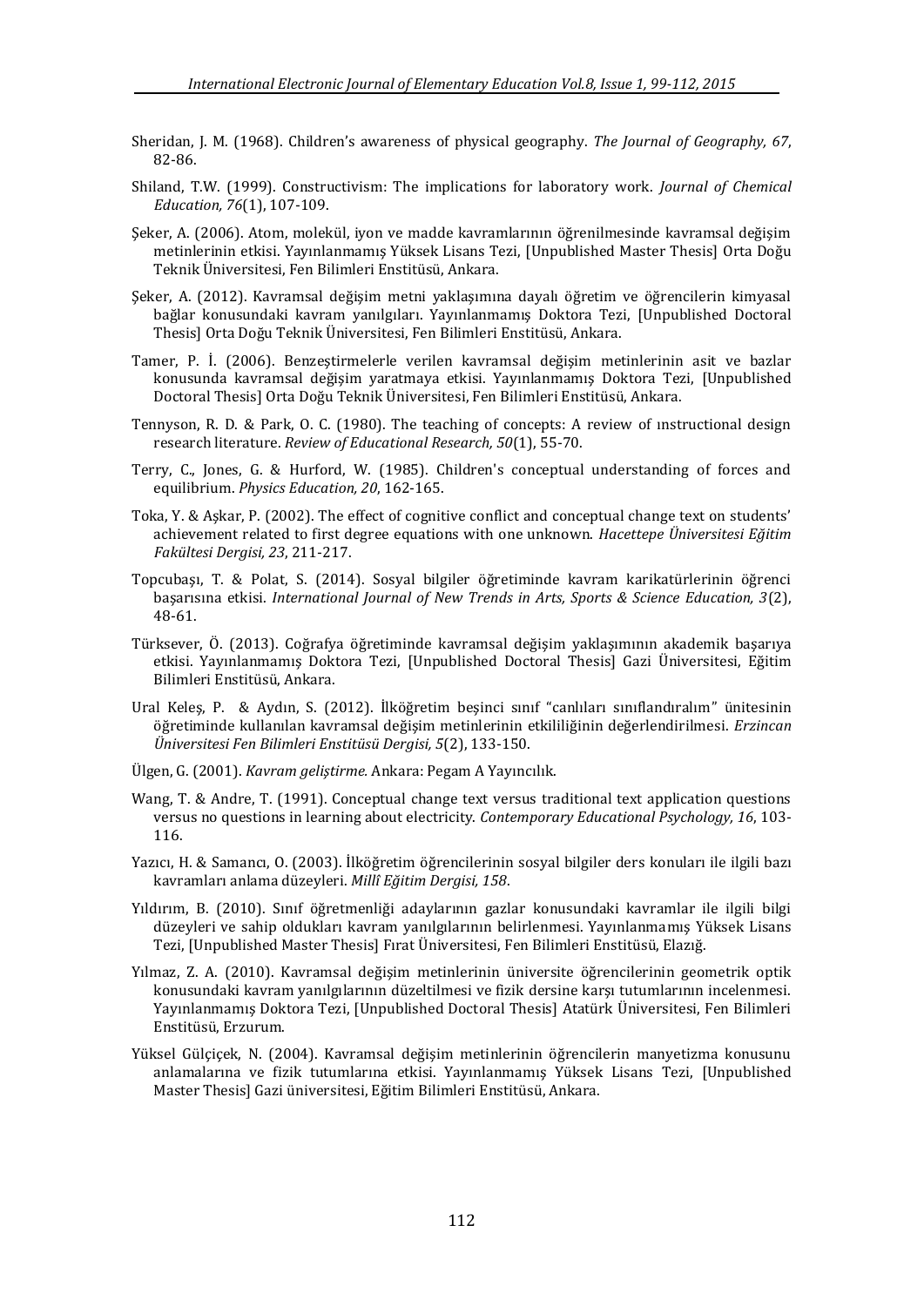Sheridan, J. M. (1968). Children's awareness of physical geography. *The Journal of Geography, 67*, 82-86.

Shiland, T.W. (1999). Constructivism: The implications for laboratory work. *Journal of Chemical Education, 76*(1), 107-109.

Şeker, A. (2006). Atom, molekül, iyon ve madde kavramlarının öğrenilmesinde kavramsal değişim metinlerinin etkisi. Yayınlanmamış Yüksek Lisans Tezi, [Unpublished Master Thesis] Orta Doğu Teknik Üniversitesi, Fen Bilimleri Enstitüsü, Ankara.

Şeker, A. (2012). Kavramsal değişim metni yaklaşımına dayalı öğretim ve öğrencilerin kimyasal bağlar konusundaki kavram yanılgıları. Yayınlanmamış Doktora Tezi, [Unpublished Doctoral Thesis] Orta Doğu Teknik Üniversitesi, Fen Bilimleri Enstitüsü, Ankara.

Tamer, P. İ. (2006). Benzeştirmelerle verilen kavramsal değişim metinlerinin asit ve bazlar konusunda kavramsal değişim yaratmaya etkisi. Yayınlanmamış Doktora Tezi, [Unpublished Doctoral Thesis] Orta Doğu Teknik Üniversitesi, Fen Bilimleri Enstitüsü, Ankara.

Tennyson, R. D. & Park, O. C. (1980). The teaching of concepts: A review of ınstructional design research literature. *Review of Educational Research, 50*(1), 55-70.

Terry, C., Jones, G. & Hurford, W. (1985). Children's conceptual understanding of forces and equilibrium. *Physics Education, 20*, 162-165.

Toka, Y. & Aşkar, P. (2002). The effect of cognitive conflict and conceptual change text on students' achievement related to first degree equations with one unknown. *Hacettepe Üniversitesi Eğitim Fakültesi Dergisi, 23*, 211-217.

Topcubaşı, T. & Polat, S. (2014). Sosyal bilgiler öğretiminde kavram karikatürlerinin öğrenci başarısına etkisi. *International Journal of New Trends in Arts, Sports & Science Education, 3*(2), 48-61.

Türksever, Ö. (2013). Coğrafya öğretiminde kavramsal değişim yaklaşımının akademik başarıya etkisi. Yayınlanmamış Doktora Tezi, [Unpublished Doctoral Thesis] Gazi Üniversitesi, Eğitim Bilimleri Enstitüsü, Ankara.

Ural Keleş, P. & Aydın, S. (2012). İlköğretim beşinci sınıf "canlıları sınıflandıralım" ünitesinin öğretiminde kullanılan kavramsal değişim metinlerinin etkililiğinin değerlendirilmesi. *Erzincan Üniversitesi Fen Bilimleri Enstitüsü Dergisi, 5*(2), 133-150.

Ülgen, G. (2001). *Kavram geliştirme.* Ankara: Pegam A Yayıncılık.

Wang, T. & Andre, T. (1991). Conceptual change text versus traditional text application questions versus no questions in learning about electricity. *Contemporary Educational Psychology, 16*, 103-116.

Yazıcı, H. & Samancı, O. (2003). İlköğretim öğrencilerinin sosyal bilgiler ders konuları ile ilgili bazı kavramları anlama düzeyleri. *Millî Eğitim Dergisi, 158*.

Yıldırım, B. (2010). Sınıf öğretmenliği adaylarının gazlar konusundaki kavramlar ile ilgili bilgi düzeyleri ve sahip oldukları kavram yanılgılarının belirlenmesi. Yayınlanmamış Yüksek Lisans Tezi, [Unpublished Master Thesis] Fırat Üniversitesi, Fen Bilimleri Enstitüsü, Elazığ.

Yılmaz, Z. A. (2010). Kavramsal değişim metinlerinin üniversite öğrencilerinin geometrik optik konusundaki kavram yanılgılarının düzeltilmesi ve fizik dersine karşı tutumlarının incelenmesi. Yayınlanmamış Doktora Tezi, [Unpublished Doctoral Thesis] Atatürk Üniversitesi, Fen Bilimleri Enstitüsü, Erzurum.

Yüksel Gülçiçek, N. (2004). Kavramsal değişim metinlerinin öğrencilerin manyetizma konusunu anlamalarına ve fizik tutumlarına etkisi. Yayınlanmamış Yüksek Lisans Tezi, [Unpublished Master Thesis] Gazi üniversitesi, Eğitim Bilimleri Enstitüsü, Ankara.